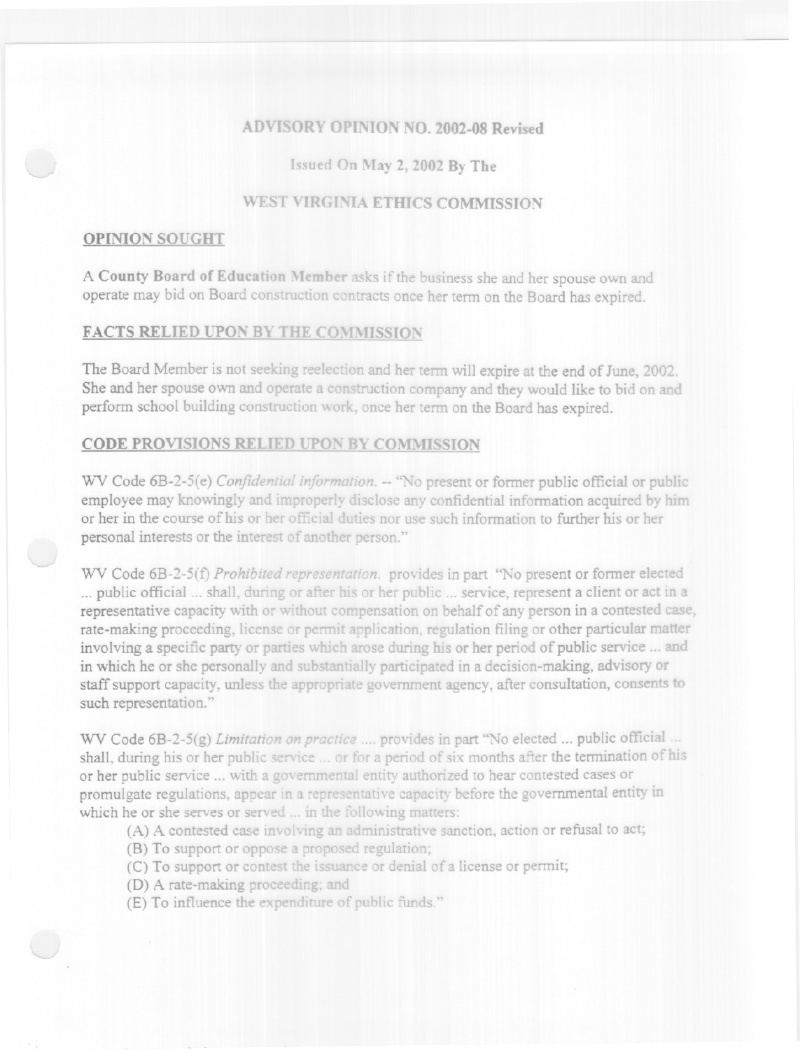## ADVISORY OPINION NO. 2002-08 Revised

Issued On May 2, 2002 By The

## WEST VIRGINIA ETHICS COMMISSION

### OPINION SOUGHT

A **County Board of Education Member** asks if the business she and her spouse own and operate may bid on Board construction contracts once her term on the Board has expired.

### FACTS RELIED UPON BY THE COMMISSION

The Board Member is not seeking reelection and her term will expire at the end of June, 2002. She and her spouse own and operate a construction company and they would like to bid on and perform school building construction work, once her term on the Board has expired.

### CODE PROVISIONS RELIED UPON BY COMMISSION

WV Code 6B-2-5(e) *Confidential information.* -- "No present or former public official or public employee may knowingly and improperly disclose any confidential information acquired by him or her in the course of his or her official duties nor use such information to further his or her personal interests or the interest of another person."

WV Code 6B-2-5(f) *Prohibited representation.* provides in part "No present or former elected ... public official ... shall, during or after his or her public ... service, represent a client or act in a representative capacity with or without compensation on behalf of any person in a contested case, rate-making proceeding, license or permit application, regulation filing or other particular matter involving a specific party or parties which arose during his or her period of public service ... and in which he or she personally and substantially participated in a decision-making, advisory or staff support capacity, unless the appropriate government agency, after consultation, consents to such representation."

WV Code 6B-2-5(g) *Limitation on practice* .... provides in part "No elected ... public official ... shall, during his or her public service ... or for a period of six months after the termination of his or her public service ... with a governmental entity authorized to hear contested cases or promulgate regulations, appear in a representative capacity before the governmental entity in which he or she serves or served ... in the following matters:

(A) A contested case involving an administrative sanction, action or refusal to act;
(B) To support or oppose a proposed regulation;
(C) To support or contest the issuance or denial of a license or permit;
(D) A rate-making proceeding; and
(E) To influence the expenditure of public funds."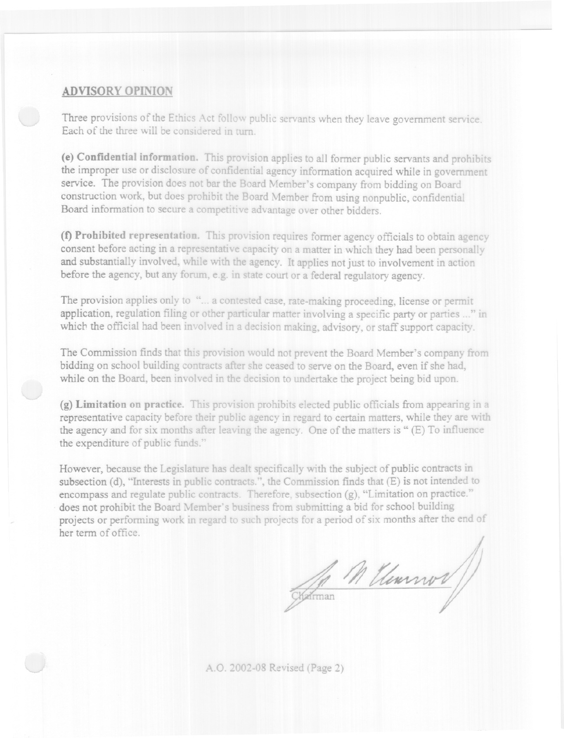## ADVISORY OPINION

Three provisions of the Ethics Act follow public servants when they leave government service. Each of the three will be considered in turn.

**(e) Confidential information.** This provision applies to all former public servants and prohibits the improper use or disclosure of confidential agency information acquired while in government service. The provision does not bar the Board Member's company from bidding on Board construction work, but does prohibit the Board Member from using nonpublic, confidential Board information to secure a competitive advantage over other bidders.

**(f) Prohibited representation.** This provision requires former agency officials to obtain agency consent before acting in a representative capacity on a matter in which they had been personally and substantially involved, while with the agency. It applies not just to involvement in action before the agency, but any forum, e.g. in state court or a federal regulatory agency.

The provision applies only to "... a contested case, rate-making proceeding, license or permit application, regulation filing or other particular matter involving a specific party or parties ..." in which the official had been involved in a decision making, advisory, or staff support capacity.

The Commission finds that this provision would not prevent the Board Member's company from bidding on school building contracts after she ceased to serve on the Board, even if she had, while on the Board, been involved in the decision to undertake the project being bid upon.

**(g) Limitation on practice.** This provision prohibits elected public officials from appearing in a representative capacity before their public agency in regard to certain matters, while they are with the agency and for six months after leaving the agency. One of the matters is "(E) To influence the expenditure of public funds."

However, because the Legislature has dealt specifically with the subject of public contracts in subsection (d), "Interests in public contracts.", the Commission finds that (E) is not intended to encompass and regulate public contracts. Therefore, subsection (g), "Limitation on practice." does not prohibit the Board Member's business from submitting a bid for school building projects or performing work in regard to such projects for a period of six months after the end of her term of office.

Chairman

A.O. 2002-08 Revised (Page 2)